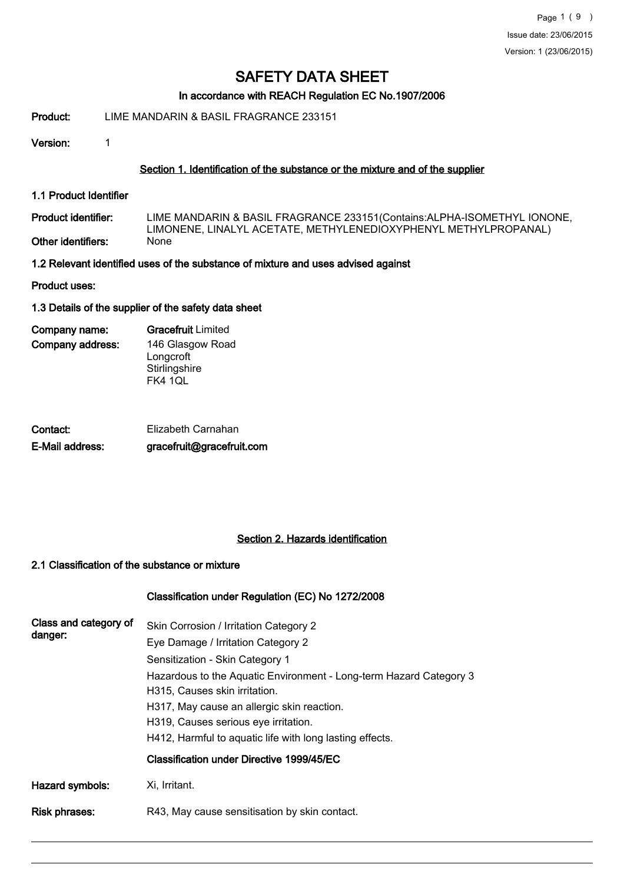# SAFETY DATA SHEET

**In accordance with REACH Regulation EC No.1907/2006**

**Product:** LIME MANDARIN & BASIL FRAGRANCE 233151

**Version:** 1

## Section 1. Identification of the substance or the mixture and of the supplier

### 1.1 Product Identifier

**Product identifier:** LIME MANDARIN & BASIL FRAGRANCE 233151(Contains:ALPHA-ISOMETHYL IONONE, LIMONENE, LINALYL ACETATE, METHYLENEDIOXYPHENYL METHYLPROPANAL)

**Other identifiers:** None

### 1.2 Relevant identified uses of the substance of mixture and uses advised against

**Product uses:**

### 1.3 Details of the supplier of the safety data sheet

**Company name:** **Gracefruit** Limited

**Company address:** 146 Glasgow Road
Longcroft
Stirlingshire
FK4 1QL

**Contact:** Elizabeth Carnahan

**E-Mail address:** **gracefruit@gracefruit.com**

## Section 2. Hazards identification

### 2.1 Classification of the substance or mixture

**Classification under Regulation (EC) No 1272/2008**

**Class and category of danger:**

Skin Corrosion / Irritation Category 2
Eye Damage / Irritation Category 2
Sensitization - Skin Category 1
Hazardous to the Aquatic Environment - Long-term Hazard Category 3
H315, Causes skin irritation.
H317, May cause an allergic skin reaction.
H319, Causes serious eye irritation.
H412, Harmful to aquatic life with long lasting effects.

**Classification under Directive 1999/45/EC**

**Hazard symbols:** Xi, Irritant.

**Risk phrases:** R43, May cause sensitisation by skin contact.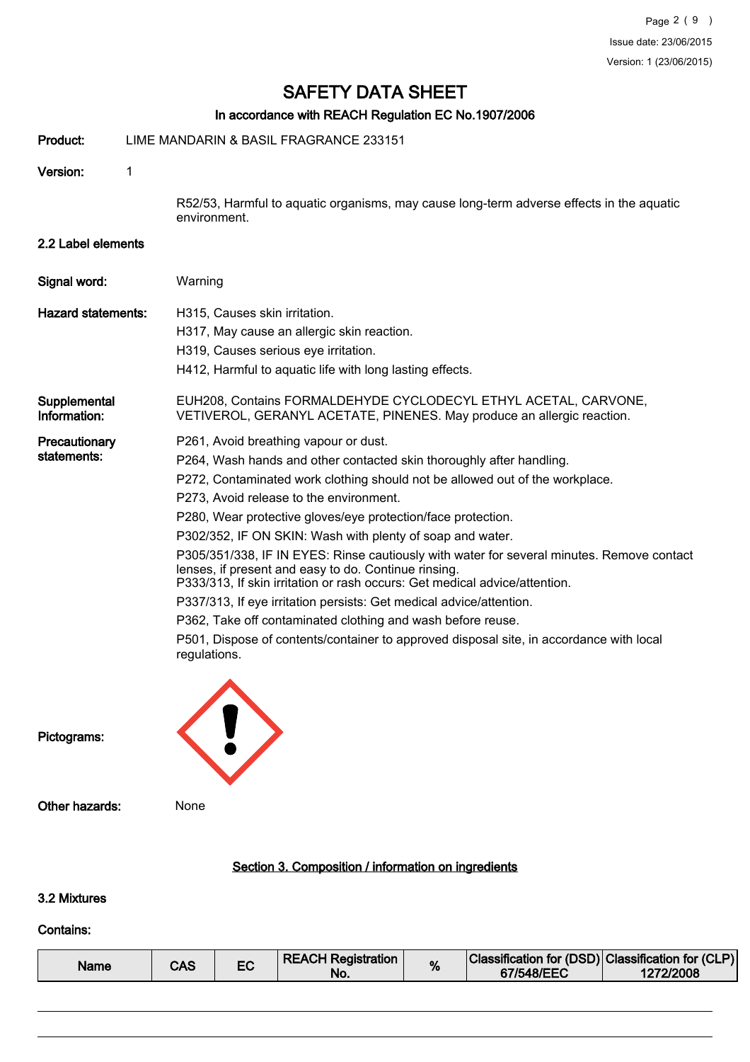# SAFETY DATA SHEET

**In accordance with REACH Regulation EC No.1907/2006**

**Product:** LIME MANDARIN & BASIL FRAGRANCE 233151

**Version:** 1

R52/53, Harmful to aquatic organisms, may cause long-term adverse effects in the aquatic environment.

### 2.2 Label elements

**Signal word:** Warning

**Hazard statements:**

H315, Causes skin irritation.
H317, May cause an allergic skin reaction.
H319, Causes serious eye irritation.
H412, Harmful to aquatic life with long lasting effects.

**Supplemental Information:** EUH208, Contains FORMALDEHYDE CYCLODECYL ETHYL ACETAL, CARVONE, VETIVEROL, GERANYL ACETATE, PINENES. May produce an allergic reaction.

**Precautionary statements:**

P261, Avoid breathing vapour or dust.
P264, Wash hands and other contacted skin thoroughly after handling.
P272, Contaminated work clothing should not be allowed out of the workplace.
P273, Avoid release to the environment.
P280, Wear protective gloves/eye protection/face protection.
P302/352, IF ON SKIN: Wash with plenty of soap and water.
P305/351/338, IF IN EYES: Rinse cautiously with water for several minutes. Remove contact lenses, if present and easy to do. Continue rinsing.
P333/313, If skin irritation or rash occurs: Get medical advice/attention.
P337/313, If eye irritation persists: Get medical advice/attention.
P362, Take off contaminated clothing and wash before reuse.
P501, Dispose of contents/container to approved disposal site, in accordance with local regulations.

**Pictograms:**

**Other hazards:** None

## Section 3. Composition / information on ingredients

### 3.2 Mixtures

**Contains:**

| Name | CAS | EC | REACH Registration No. | % | Classification for (DSD) 67/548/EEC | Classification for (CLP) 1272/2008 |
|---|---|---|---|---|---|---|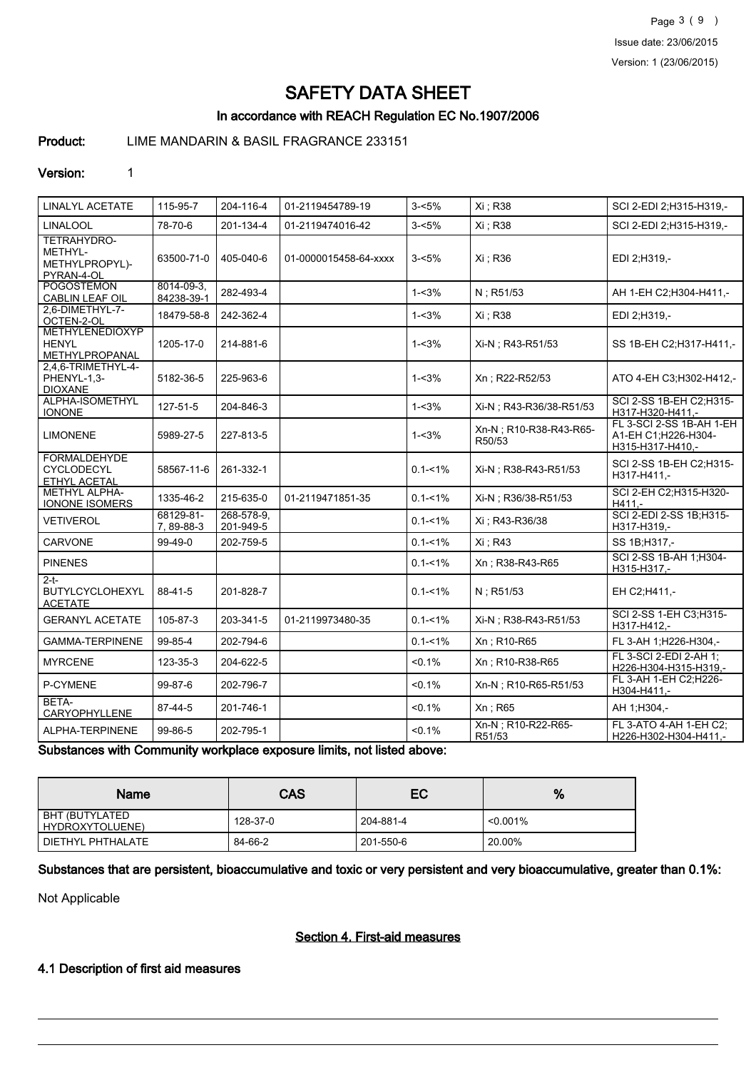# SAFETY DATA SHEET

## In accordance with REACH Regulation EC No.1907/2006

**Product:** LIME MANDARIN & BASIL FRAGRANCE 233151

**Version:** 1

| | | | | | | |
|---|---|---|---|---|---|---|
| LINALYL ACETATE | 115-95-7 | 204-116-4 | 01-2119454789-19 | 3-<5% | Xi ; R38 | SCI 2-EDI 2;H315-H319,- |
| LINALOOL | 78-70-6 | 201-134-4 | 01-2119474016-42 | 3-<5% | Xi ; R38 | SCI 2-EDI 2;H315-H319,- |
| TETRAHYDRO-METHYL-METHYLPROPYL)-PYRAN-4-OL | 63500-71-0 | 405-040-6 | 01-0000015458-64-xxxx | 3-<5% | Xi ; R36 | EDI 2;H319,- |
| POGOSTEMON CABLIN LEAF OIL | 8014-09-3, 84238-39-1 | 282-493-4 | | 1-<3% | N ; R51/53 | AH 1-EH C2;H304-H411,- |
| 2,6-DIMETHYL-7-OCTEN-2-OL | 18479-58-8 | 242-362-4 | | 1-<3% | Xi ; R38 | EDI 2;H319,- |
| METHYLENEDIOXYPHENYL METHYLPROPANAL | 1205-17-0 | 214-881-6 | | 1-<3% | Xi-N ; R43-R51/53 | SS 1B-EH C2;H317-H411,- |
| 2,4,6-TRIMETHYL-4-PHENYL-1,3-DIOXANE | 5182-36-5 | 225-963-6 | | 1-<3% | Xn ; R22-R52/53 | ATO 4-EH C3;H302-H412,- |
| ALPHA-ISOMETHYL IONONE | 127-51-5 | 204-846-3 | | 1-<3% | Xi-N ; R43-R36/38-R51/53 | SCI 2-SS 1B-EH C2;H315-H317-H320-H411,- |
| LIMONENE | 5989-27-5 | 227-813-5 | | 1-<3% | Xn-N ; R10-R38-R43-R65-R50/53 | FL 3-SCI 2-SS 1B-AH 1-EH A1-EH C1;H226-H304-H315-H317-H410,- |
| FORMALDEHYDE CYCLODECYL ETHYL ACETAL | 58567-11-6 | 261-332-1 | | 0.1-<1% | Xi-N ; R38-R43-R51/53 | SCI 2-SS 1B-EH C2;H315-H317-H411,- |
| METHYL ALPHA-IONONE ISOMERS | 1335-46-2 | 215-635-0 | 01-2119471851-35 | 0.1-<1% | Xi-N ; R36/38-R51/53 | SCI 2-EH C2;H315-H320-H411,- |
| VETIVEROL | 68129-81-7, 89-88-3 | 268-578-9, 201-949-5 | | 0.1-<1% | Xi ; R43-R36/38 | SCI 2-EDI 2-SS 1B;H315-H317-H319,- |
| CARVONE | 99-49-0 | 202-759-5 | | 0.1-<1% | Xi ; R43 | SS 1B;H317,- |
| PINENES | | | | 0.1-<1% | Xn ; R38-R43-R65 | SCI 2-SS 1B-AH 1;H304-H315-H317,- |
| 2-t-BUTYLCYCLOHEXYL ACETATE | 88-41-5 | 201-828-7 | | 0.1-<1% | N ; R51/53 | EH C2;H411,- |
| GERANYL ACETATE | 105-87-3 | 203-341-5 | 01-2119973480-35 | 0.1-<1% | Xi-N ; R38-R43-R51/53 | SCI 2-SS 1-EH C3;H315-H317-H412,- |
| GAMMA-TERPINENE | 99-85-4 | 202-794-6 | | 0.1-<1% | Xn ; R10-R65 | FL 3-AH 1;H226-H304,- |
| MYRCENE | 123-35-3 | 204-622-5 | | <0.1% | Xn ; R10-R38-R65 | FL 3-SCI 2-EDI 2-AH 1;H226-H304-H315-H319,- |
| P-CYMENE | 99-87-6 | 202-796-7 | | <0.1% | Xn-N ; R10-R65-R51/53 | FL 3-AH 1-EH C2;H226-H304-H411,- |
| BETA-CARYOPHYLLENE | 87-44-5 | 201-746-1 | | <0.1% | Xn ; R65 | AH 1;H304,- |
| ALPHA-TERPINENE | 99-86-5 | 202-795-1 | | <0.1% | Xn-N ; R10-R22-R65-R51/53 | FL 3-ATO 4-AH 1-EH C2;H226-H302-H304-H411,- |

**Substances with Community workplace exposure limits, not listed above:**

| Name | CAS | EC | % |
|---|---|---|---|
| BHT (BUTYLATED HYDROXYTOLUENE) | 128-37-0 | 204-881-4 | <0.001% |
| DIETHYL PHTHALATE | 84-66-2 | 201-550-6 | 20.00% |

**Substances that are persistent, bioaccumulative and toxic or very persistent and very bioaccumulative, greater than 0.1%:**

Not Applicable

## Section 4. First-aid measures

### 4.1 Description of first aid measures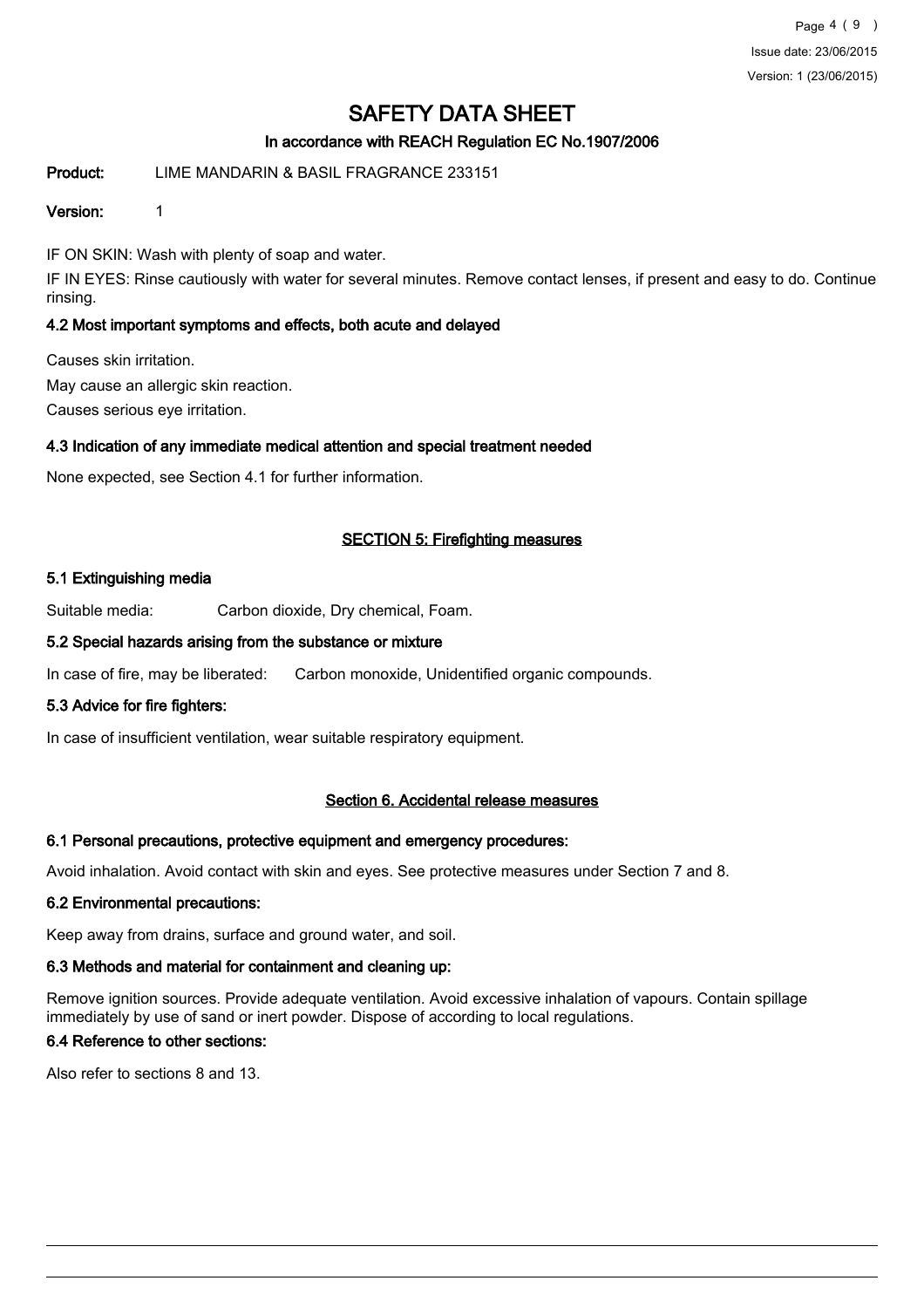IF ON SKIN: Wash with plenty of soap and water.

IF IN EYES: Rinse cautiously with water for several minutes. Remove contact lenses, if present and easy to do. Continue rinsing.

### 4.2 Most important symptoms and effects, both acute and delayed

Causes skin irritation.

May cause an allergic skin reaction.

Causes serious eye irritation.

### 4.3 Indication of any immediate medical attention and special treatment needed

None expected, see Section 4.1 for further information.

## SECTION 5: Firefighting measures

### 5.1 Extinguishing media

Suitable media: Carbon dioxide, Dry chemical, Foam.

### 5.2 Special hazards arising from the substance or mixture

In case of fire, may be liberated: Carbon monoxide, Unidentified organic compounds.

### 5.3 Advice for fire fighters:

In case of insufficient ventilation, wear suitable respiratory equipment.

## Section 6. Accidental release measures

### 6.1 Personal precautions, protective equipment and emergency procedures:

Avoid inhalation. Avoid contact with skin and eyes. See protective measures under Section 7 and 8.

### 6.2 Environmental precautions:

Keep away from drains, surface and ground water, and soil.

### 6.3 Methods and material for containment and cleaning up:

Remove ignition sources. Provide adequate ventilation. Avoid excessive inhalation of vapours. Contain spillage immediately by use of sand or inert powder. Dispose of according to local regulations.

### 6.4 Reference to other sections:

Also refer to sections 8 and 13.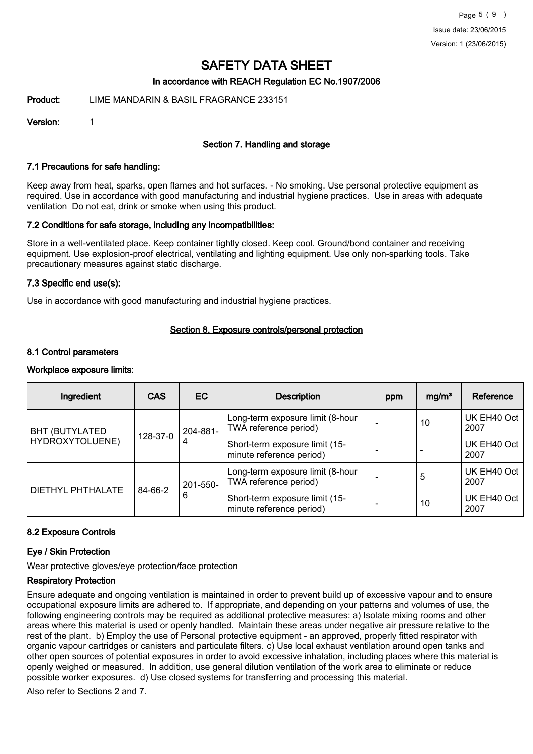# SAFETY DATA SHEET

**In accordance with REACH Regulation EC No.1907/2006**

**Product:** LIME MANDARIN & BASIL FRAGRANCE 233151

**Version:** 1

## Section 7. Handling and storage

### 7.1 Precautions for safe handling:

Keep away from heat, sparks, open flames and hot surfaces. - No smoking. Use personal protective equipment as required. Use in accordance with good manufacturing and industrial hygiene practices. Use in areas with adequate ventilation Do not eat, drink or smoke when using this product.

### 7.2 Conditions for safe storage, including any incompatibilities:

Store in a well-ventilated place. Keep container tightly closed. Keep cool. Ground/bond container and receiving equipment. Use explosion-proof electrical, ventilating and lighting equipment. Use only non-sparking tools. Take precautionary measures against static discharge.

### 7.3 Specific end use(s):

Use in accordance with good manufacturing and industrial hygiene practices.

## Section 8. Exposure controls/personal protection

### 8.1 Control parameters

**Workplace exposure limits:**

| Ingredient | CAS | EC | Description | ppm | mg/m³ | Reference |
|---|---|---|---|---|---|---|
| BHT (BUTYLATED HYDROXYTOLUENE) | 128-37-0 | 204-881-4 | Long-term exposure limit (8-hour TWA reference period) | - | 10 | UK EH40 Oct 2007 |
| | | | Short-term exposure limit (15-minute reference period) | - | - | UK EH40 Oct 2007 |
| DIETHYL PHTHALATE | 84-66-2 | 201-550-6 | Long-term exposure limit (8-hour TWA reference period) | - | 5 | UK EH40 Oct 2007 |
| | | | Short-term exposure limit (15-minute reference period) | - | 10 | UK EH40 Oct 2007 |

### 8.2 Exposure Controls

**Eye / Skin Protection**

Wear protective gloves/eye protection/face protection

**Respiratory Protection**

Ensure adequate and ongoing ventilation is maintained in order to prevent build up of excessive vapour and to ensure occupational exposure limits are adhered to. If appropriate, and depending on your patterns and volumes of use, the following engineering controls may be required as additional protective measures: a) Isolate mixing rooms and other areas where this material is used or openly handled. Maintain these areas under negative air pressure relative to the rest of the plant. b) Employ the use of Personal protective equipment - an approved, properly fitted respirator with organic vapour cartridges or canisters and particulate filters. c) Use local exhaust ventilation around open tanks and other open sources of potential exposures in order to avoid excessive inhalation, including places where this material is openly weighed or measured. In addition, use general dilution ventilation of the work area to eliminate or reduce possible worker exposures. d) Use closed systems for transferring and processing this material.

Also refer to Sections 2 and 7.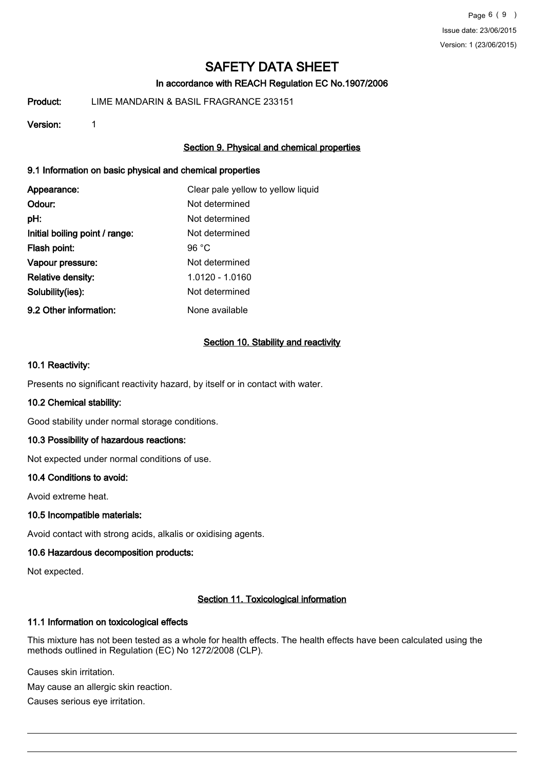# SAFETY DATA SHEET

**In accordance with REACH Regulation EC No.1907/2006**

**Product:** LIME MANDARIN & BASIL FRAGRANCE 233151

**Version:** 1

## Section 9. Physical and chemical properties

### 9.1 Information on basic physical and chemical properties

| | |
|---|---|
| **Appearance:** | Clear pale yellow to yellow liquid |
| **Odour:** | Not determined |
| **pH:** | Not determined |
| **Initial boiling point / range:** | Not determined |
| **Flash point:** | 96 °C |
| **Vapour pressure:** | Not determined |
| **Relative density:** | 1.0120 - 1.0160 |
| **Solubility(ies):** | Not determined |
| **9.2 Other information:** | None available |

## Section 10. Stability and reactivity

### 10.1 Reactivity:

Presents no significant reactivity hazard, by itself or in contact with water.

### 10.2 Chemical stability:

Good stability under normal storage conditions.

### 10.3 Possibility of hazardous reactions:

Not expected under normal conditions of use.

### 10.4 Conditions to avoid:

Avoid extreme heat.

### 10.5 Incompatible materials:

Avoid contact with strong acids, alkalis or oxidising agents.

### 10.6 Hazardous decomposition products:

Not expected.

## Section 11. Toxicological information

### 11.1 Information on toxicological effects

This mixture has not been tested as a whole for health effects. The health effects have been calculated using the methods outlined in Regulation (EC) No 1272/2008 (CLP).

Causes skin irritation.

May cause an allergic skin reaction.

Causes serious eye irritation.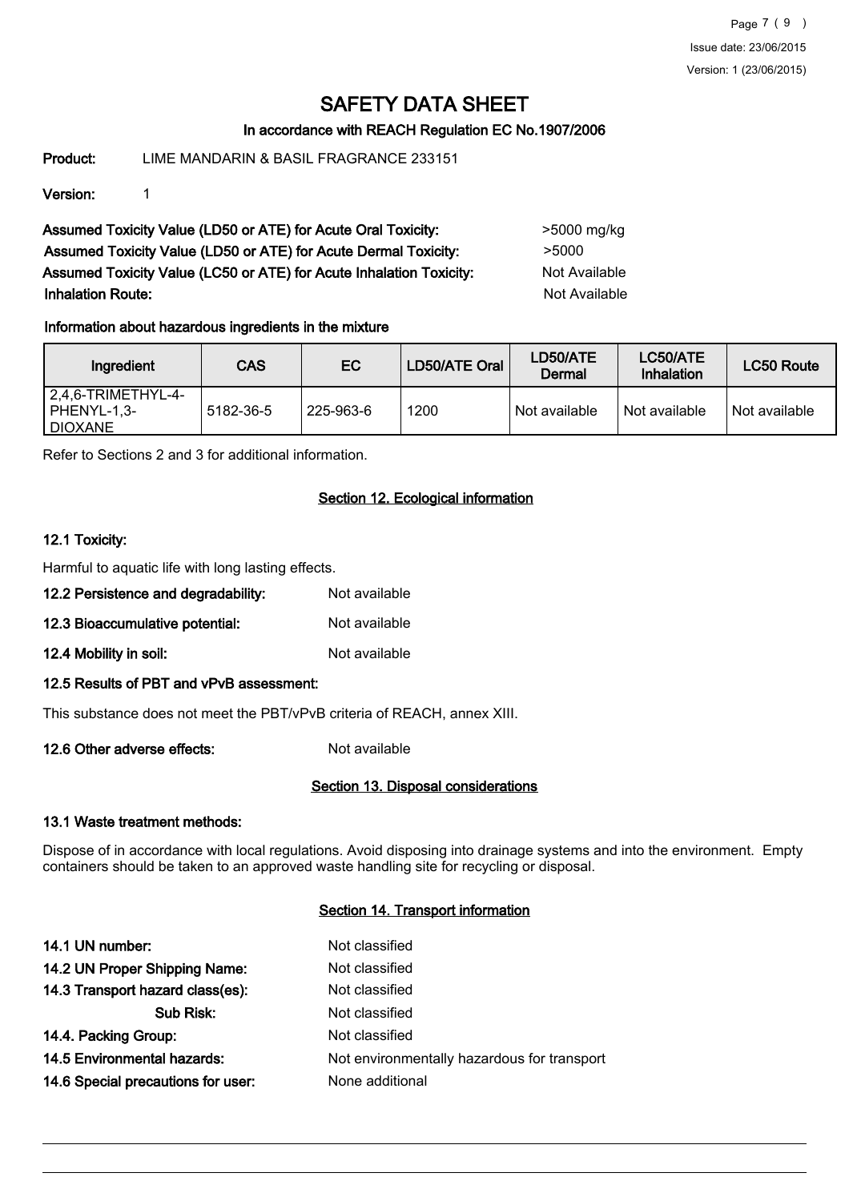# SAFETY DATA SHEET

**In accordance with REACH Regulation EC No.1907/2006**

**Product:** LIME MANDARIN & BASIL FRAGRANCE 233151

**Version:** 1

**Assumed Toxicity Value (LD50 or ATE) for Acute Oral Toxicity:** >5000 mg/kg

**Assumed Toxicity Value (LD50 or ATE) for Acute Dermal Toxicity:** >5000

**Assumed Toxicity Value (LC50 or ATE) for Acute Inhalation Toxicity:** Not Available

**Inhalation Route:** Not Available

**Information about hazardous ingredients in the mixture**

| Ingredient | CAS | EC | LD50/ATE Oral | LD50/ATE Dermal | LC50/ATE Inhalation | LC50 Route |
|---|---|---|---|---|---|---|
| 2,4,6-TRIMETHYL-4-PHENYL-1,3-DIOXANE | 5182-36-5 | 225-963-6 | 1200 | Not available | Not available | Not available |

Refer to Sections 2 and 3 for additional information.

## Section 12. Ecological information

### 12.1 Toxicity:

Harmful to aquatic life with long lasting effects.

**12.2 Persistence and degradability:** Not available

**12.3 Bioaccumulative potential:** Not available

**12.4 Mobility in soil:** Not available

### 12.5 Results of PBT and vPvB assessment:

This substance does not meet the PBT/vPvB criteria of REACH, annex XIII.

**12.6 Other adverse effects:** Not available

## Section 13. Disposal considerations

### 13.1 Waste treatment methods:

Dispose of in accordance with local regulations. Avoid disposing into drainage systems and into the environment. Empty containers should be taken to an approved waste handling site for recycling or disposal.

## Section 14. Transport information

**14.1 UN number:** Not classified

**14.2 UN Proper Shipping Name:** Not classified

**14.3 Transport hazard class(es):** Not classified

**Sub Risk:** Not classified

**14.4. Packing Group:** Not classified

**14.5 Environmental hazards:** Not environmentally hazardous for transport

**14.6 Special precautions for user:** None additional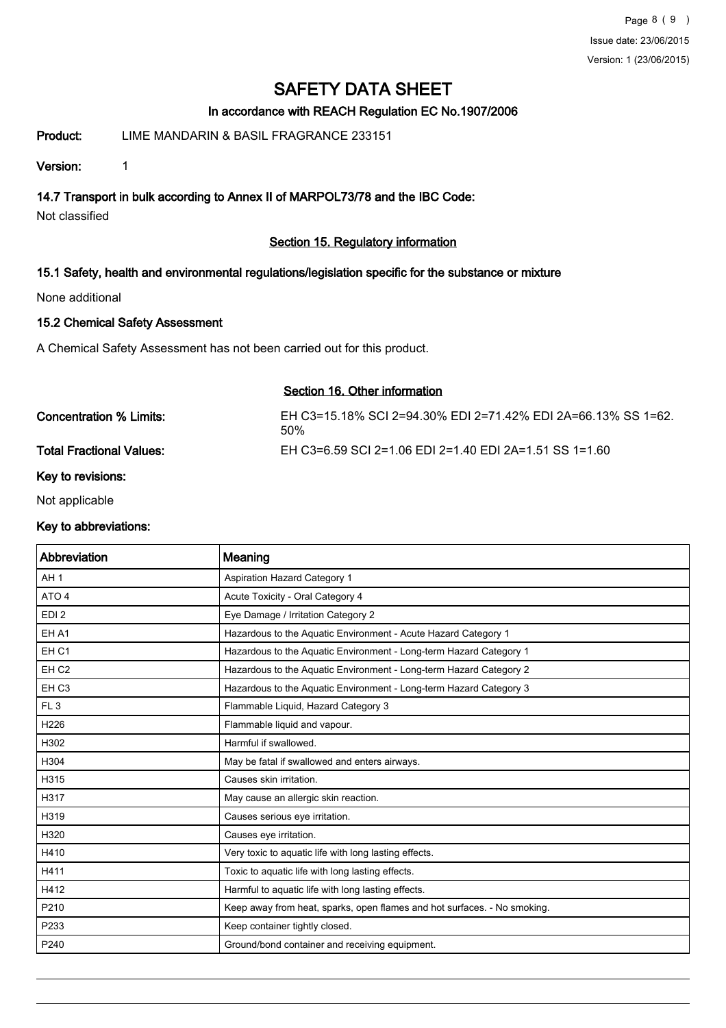# SAFETY DATA SHEET

### In accordance with REACH Regulation EC No.1907/2006

**Product:** LIME MANDARIN & BASIL FRAGRANCE 233151

**Version:** 1

### 14.7 Transport in bulk according to Annex II of MARPOL73/78 and the IBC Code:

Not classified

## Section 15. Regulatory information

### 15.1 Safety, health and environmental regulations/legislation specific for the substance or mixture

None additional

### 15.2 Chemical Safety Assessment

A Chemical Safety Assessment has not been carried out for this product.

## Section 16. Other information

**Concentration % Limits:** EH C3=15.18% SCI 2=94.30% EDI 2=71.42% EDI 2A=66.13% SS 1=62.50%

**Total Fractional Values:** EH C3=6.59 SCI 2=1.06 EDI 2=1.40 EDI 2A=1.51 SS 1=1.60

### Key to revisions:

Not applicable

### Key to abbreviations:

| Abbreviation | Meaning |
| --- | --- |
| AH 1 | Aspiration Hazard Category 1 |
| ATO 4 | Acute Toxicity - Oral Category 4 |
| EDI 2 | Eye Damage / Irritation Category 2 |
| EH A1 | Hazardous to the Aquatic Environment - Acute Hazard Category 1 |
| EH C1 | Hazardous to the Aquatic Environment - Long-term Hazard Category 1 |
| EH C2 | Hazardous to the Aquatic Environment - Long-term Hazard Category 2 |
| EH C3 | Hazardous to the Aquatic Environment - Long-term Hazard Category 3 |
| FL 3 | Flammable Liquid, Hazard Category 3 |
| H226 | Flammable liquid and vapour. |
| H302 | Harmful if swallowed. |
| H304 | May be fatal if swallowed and enters airways. |
| H315 | Causes skin irritation. |
| H317 | May cause an allergic skin reaction. |
| H319 | Causes serious eye irritation. |
| H320 | Causes eye irritation. |
| H410 | Very toxic to aquatic life with long lasting effects. |
| H411 | Toxic to aquatic life with long lasting effects. |
| H412 | Harmful to aquatic life with long lasting effects. |
| P210 | Keep away from heat, sparks, open flames and hot surfaces. - No smoking. |
| P233 | Keep container tightly closed. |
| P240 | Ground/bond container and receiving equipment. |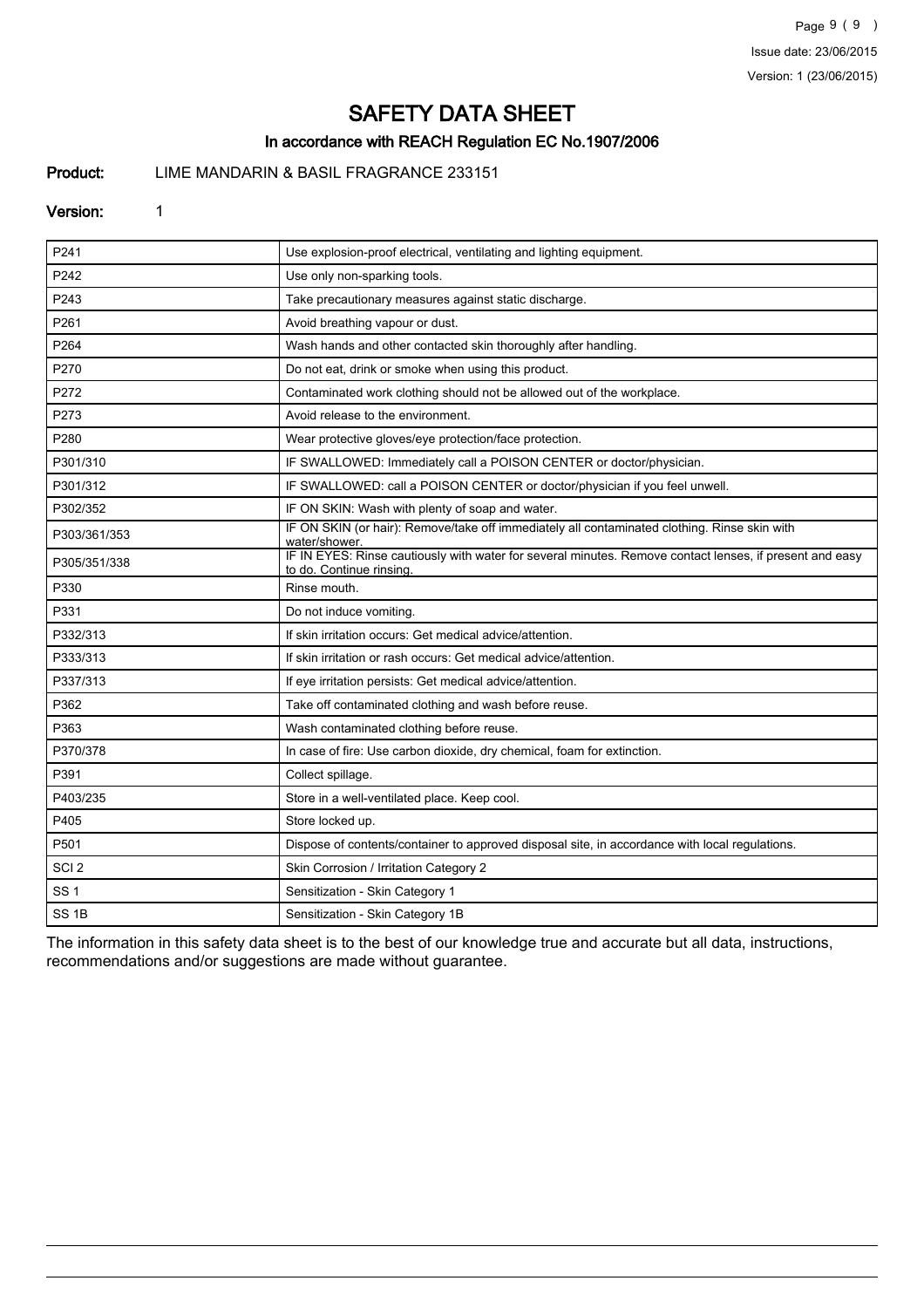# SAFETY DATA SHEET

## In accordance with REACH Regulation EC No.1907/2006

**Product:** LIME MANDARIN & BASIL FRAGRANCE 233151

**Version:** 1

| | |
|---|---|
| P241 | Use explosion-proof electrical, ventilating and lighting equipment. |
| P242 | Use only non-sparking tools. |
| P243 | Take precautionary measures against static discharge. |
| P261 | Avoid breathing vapour or dust. |
| P264 | Wash hands and other contacted skin thoroughly after handling. |
| P270 | Do not eat, drink or smoke when using this product. |
| P272 | Contaminated work clothing should not be allowed out of the workplace. |
| P273 | Avoid release to the environment. |
| P280 | Wear protective gloves/eye protection/face protection. |
| P301/310 | IF SWALLOWED: Immediately call a POISON CENTER or doctor/physician. |
| P301/312 | IF SWALLOWED: call a POISON CENTER or doctor/physician if you feel unwell. |
| P302/352 | IF ON SKIN: Wash with plenty of soap and water. |
| P303/361/353 | IF ON SKIN (or hair): Remove/take off immediately all contaminated clothing. Rinse skin with water/shower. |
| P305/351/338 | IF IN EYES: Rinse cautiously with water for several minutes. Remove contact lenses, if present and easy to do. Continue rinsing. |
| P330 | Rinse mouth. |
| P331 | Do not induce vomiting. |
| P332/313 | If skin irritation occurs: Get medical advice/attention. |
| P333/313 | If skin irritation or rash occurs: Get medical advice/attention. |
| P337/313 | If eye irritation persists: Get medical advice/attention. |
| P362 | Take off contaminated clothing and wash before reuse. |
| P363 | Wash contaminated clothing before reuse. |
| P370/378 | In case of fire: Use carbon dioxide, dry chemical, foam for extinction. |
| P391 | Collect spillage. |
| P403/235 | Store in a well-ventilated place. Keep cool. |
| P405 | Store locked up. |
| P501 | Dispose of contents/container to approved disposal site, in accordance with local regulations. |
| SCI 2 | Skin Corrosion / Irritation Category 2 |
| SS 1 | Sensitization - Skin Category 1 |
| SS 1B | Sensitization - Skin Category 1B |

The information in this safety data sheet is to the best of our knowledge true and accurate but all data, instructions, recommendations and/or suggestions are made without guarantee.